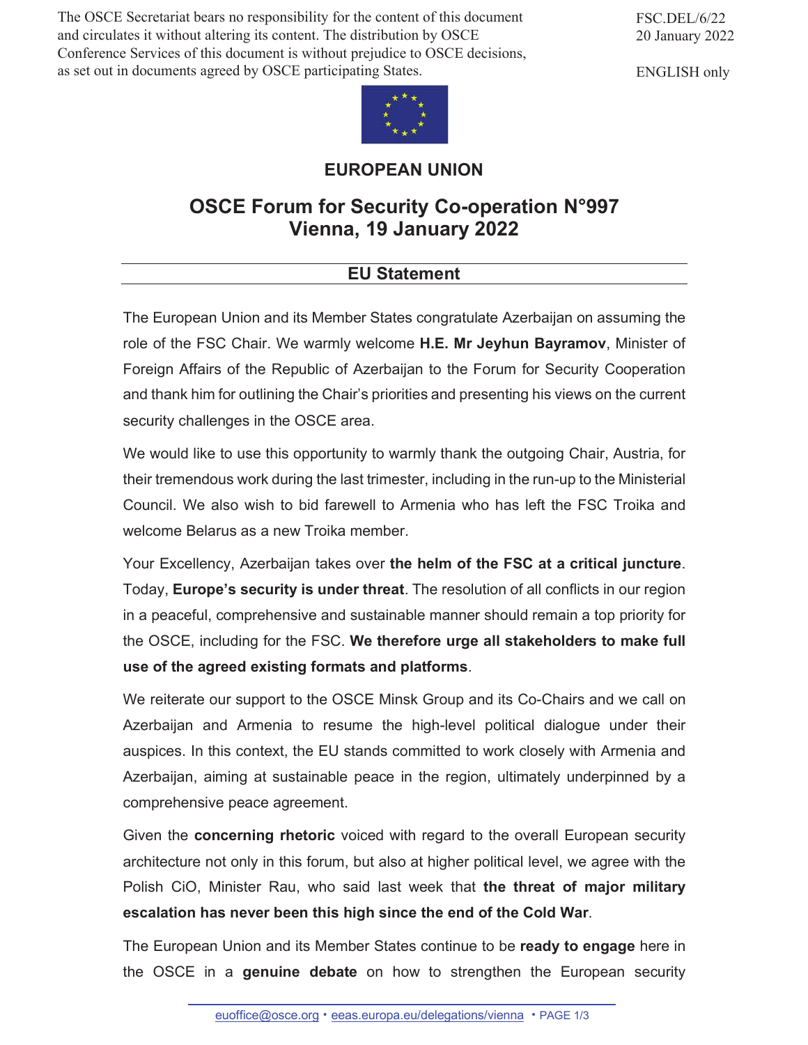The OSCE Secretariat bears no responsibility for the content of this document and circulates it without altering its content. The distribution by OSCE Conference Services of this document is without prejudice to OSCE decisions, as set out in documents agreed by OSCE participating States.

FSC.DEL/6/22
20 January 2022

ENGLISH only

# EUROPEAN UNION

# OSCE Forum for Security Co-operation N°997
# Vienna, 19 January 2022

## EU Statement

The European Union and its Member States congratulate Azerbaijan on assuming the role of the FSC Chair. We warmly welcome **H.E. Mr Jeyhun Bayramov**, Minister of Foreign Affairs of the Republic of Azerbaijan to the Forum for Security Cooperation and thank him for outlining the Chair's priorities and presenting his views on the current security challenges in the OSCE area.

We would like to use this opportunity to warmly thank the outgoing Chair, Austria, for their tremendous work during the last trimester, including in the run-up to the Ministerial Council. We also wish to bid farewell to Armenia who has left the FSC Troika and welcome Belarus as a new Troika member.

Your Excellency, Azerbaijan takes over **the helm of the FSC at a critical juncture**. Today, **Europe's security is under threat**. The resolution of all conflicts in our region in a peaceful, comprehensive and sustainable manner should remain a top priority for the OSCE, including for the FSC. **We therefore urge all stakeholders to make full use of the agreed existing formats and platforms**.

We reiterate our support to the OSCE Minsk Group and its Co-Chairs and we call on Azerbaijan and Armenia to resume the high-level political dialogue under their auspices. In this context, the EU stands committed to work closely with Armenia and Azerbaijan, aiming at sustainable peace in the region, ultimately underpinned by a comprehensive peace agreement.

Given the **concerning rhetoric** voiced with regard to the overall European security architecture not only in this forum, but also at higher political level, we agree with the Polish CiO, Minister Rau, who said last week that **the threat of major military escalation has never been this high since the end of the Cold War**.

The European Union and its Member States continue to be **ready to engage** here in the OSCE in a **genuine debate** on how to strengthen the European security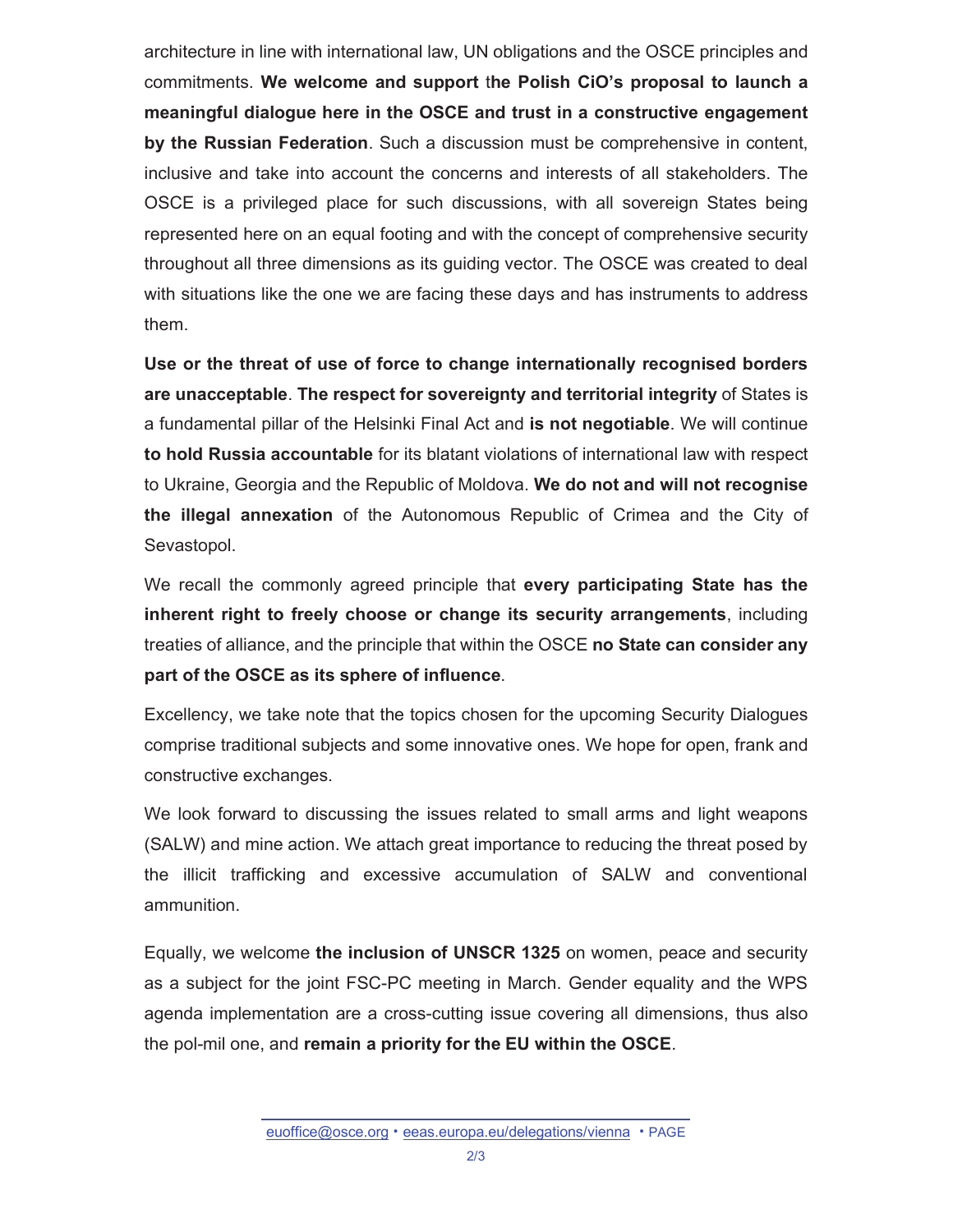architecture in line with international law, UN obligations and the OSCE principles and commitments. **We welcome and support the Polish CiO's proposal to launch a meaningful dialogue here in the OSCE and trust in a constructive engagement by the Russian Federation**. Such a discussion must be comprehensive in content, inclusive and take into account the concerns and interests of all stakeholders. The OSCE is a privileged place for such discussions, with all sovereign States being represented here on an equal footing and with the concept of comprehensive security throughout all three dimensions as its guiding vector. The OSCE was created to deal with situations like the one we are facing these days and has instruments to address them.

**Use or the threat of use of force to change internationally recognised borders are unacceptable**. **The respect for sovereignty and territorial integrity** of States is a fundamental pillar of the Helsinki Final Act and **is not negotiable**. We will continue **to hold Russia accountable** for its blatant violations of international law with respect to Ukraine, Georgia and the Republic of Moldova. **We do not and will not recognise the illegal annexation** of the Autonomous Republic of Crimea and the City of Sevastopol.

We recall the commonly agreed principle that **every participating State has the inherent right to freely choose or change its security arrangements**, including treaties of alliance, and the principle that within the OSCE **no State can consider any part of the OSCE as its sphere of influence**.

Excellency, we take note that the topics chosen for the upcoming Security Dialogues comprise traditional subjects and some innovative ones. We hope for open, frank and constructive exchanges.

We look forward to discussing the issues related to small arms and light weapons (SALW) and mine action. We attach great importance to reducing the threat posed by the illicit trafficking and excessive accumulation of SALW and conventional ammunition.

Equally, we welcome **the inclusion of UNSCR 1325** on women, peace and security as a subject for the joint FSC-PC meeting in March. Gender equality and the WPS agenda implementation are a cross-cutting issue covering all dimensions, thus also the pol-mil one, and **remain a priority for the EU within the OSCE**.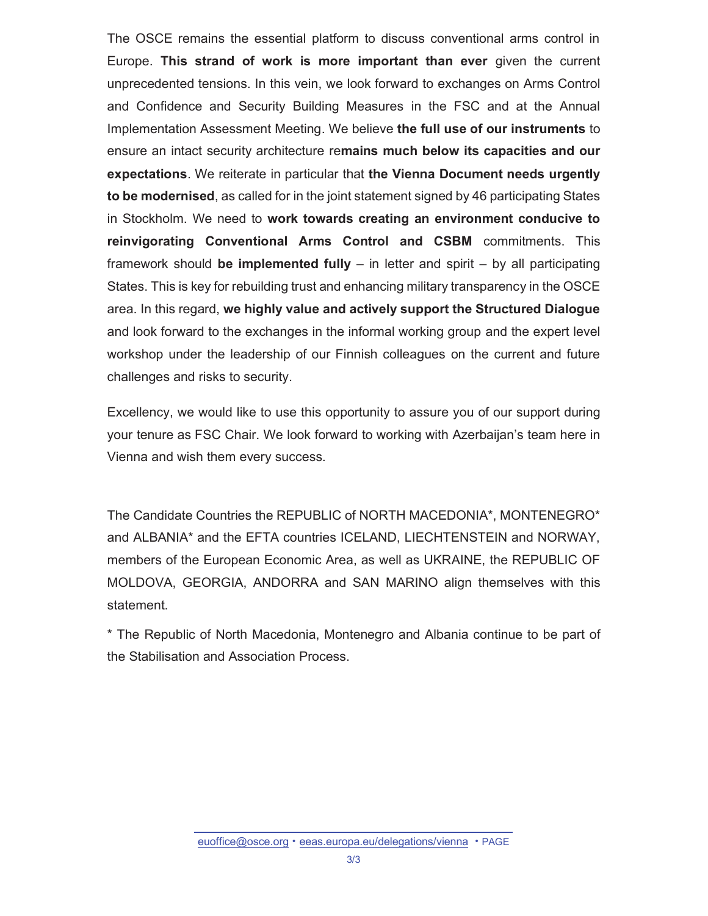The OSCE remains the essential platform to discuss conventional arms control in Europe. **This strand of work is more important than ever** given the current unprecedented tensions. In this vein, we look forward to exchanges on Arms Control and Confidence and Security Building Measures in the FSC and at the Annual Implementation Assessment Meeting. We believe **the full use of our instruments** to ensure an intact security architecture re**mains much below its capacities and our expectations**. We reiterate in particular that **the Vienna Document needs urgently to be modernised**, as called for in the joint statement signed by 46 participating States in Stockholm. We need to **work towards creating an environment conducive to reinvigorating Conventional Arms Control and CSBM** commitments. This framework should **be implemented fully** – in letter and spirit – by all participating States. This is key for rebuilding trust and enhancing military transparency in the OSCE area. In this regard, **we highly value and actively support the Structured Dialogue** and look forward to the exchanges in the informal working group and the expert level workshop under the leadership of our Finnish colleagues on the current and future challenges and risks to security.

Excellency, we would like to use this opportunity to assure you of our support during your tenure as FSC Chair. We look forward to working with Azerbaijan's team here in Vienna and wish them every success.

The Candidate Countries the REPUBLIC of NORTH MACEDONIA*, MONTENEGRO* and ALBANIA* and the EFTA countries ICELAND, LIECHTENSTEIN and NORWAY, members of the European Economic Area, as well as UKRAINE, the REPUBLIC OF MOLDOVA, GEORGIA, ANDORRA and SAN MARINO align themselves with this statement.

* The Republic of North Macedonia, Montenegro and Albania continue to be part of the Stabilisation and Association Process.